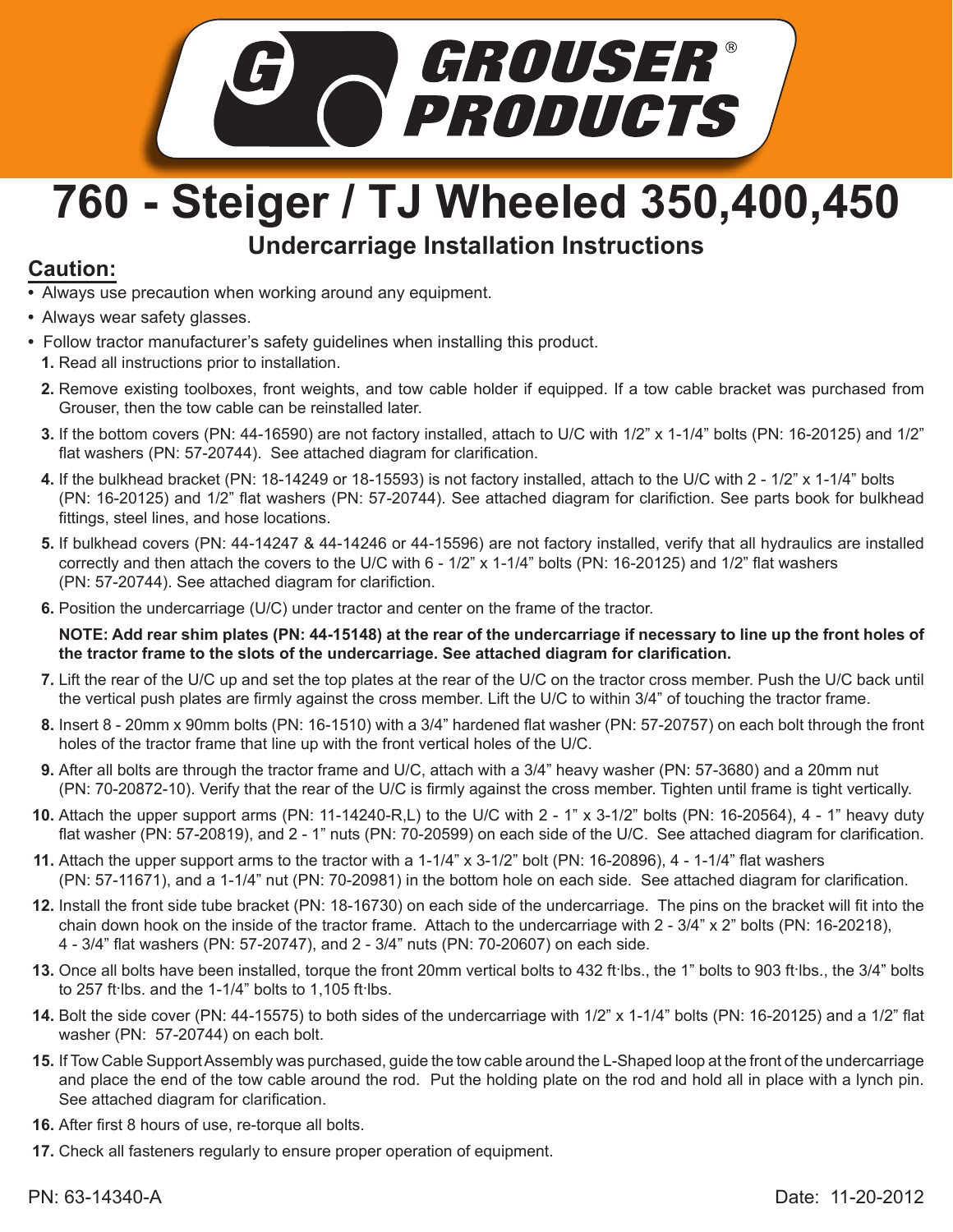# 760 - Steiger / TJ Wheeled 350,400,450

## Undercarriage Installation Instructions

**Caution:**

- Always use precaution when working around any equipment.
- Always wear safety glasses.
- Follow tractor manufacturer's safety guidelines when installing this product.

1. Read all instructions prior to installation.
2. Remove existing toolboxes, front weights, and tow cable holder if equipped. If a tow cable bracket was purchased from Grouser, then the tow cable can be reinstalled later.
3. If the bottom covers (PN: 44-16590) are not factory installed, attach to U/C with 1/2" x 1-1/4" bolts (PN: 16-20125) and 1/2" flat washers (PN: 57-20744). See attached diagram for clarification.
4. If the bulkhead bracket (PN: 18-14249 or 18-15593) is not factory installed, attach to the U/C with 2 - 1/2" x 1-1/4" bolts (PN: 16-20125) and 1/2" flat washers (PN: 57-20744). See attached diagram for clarifiction. See parts book for bulkhead fittings, steel lines, and hose locations.
5. If bulkhead covers (PN: 44-14247 & 44-14246 or 44-15596) are not factory installed, verify that all hydraulics are installed correctly and then attach the covers to the U/C with 6 - 1/2" x 1-1/4" bolts (PN: 16-20125) and 1/2" flat washers (PN: 57-20744). See attached diagram for clarifiction.
6. Position the undercarriage (U/C) under tractor and center on the frame of the tractor.

   **NOTE: Add rear shim plates (PN: 44-15148) at the rear of the undercarriage if necessary to line up the front holes of the tractor frame to the slots of the undercarriage. See attached diagram for clarification.**

7. Lift the rear of the U/C up and set the top plates at the rear of the U/C on the tractor cross member. Push the U/C back until the vertical push plates are firmly against the cross member. Lift the U/C to within 3/4" of touching the tractor frame.
8. Insert 8 - 20mm x 90mm bolts (PN: 16-1510) with a 3/4" hardened flat washer (PN: 57-20757) on each bolt through the front holes of the tractor frame that line up with the front vertical holes of the U/C.
9. After all bolts are through the tractor frame and U/C, attach with a 3/4" heavy washer (PN: 57-3680) and a 20mm nut (PN: 70-20872-10). Verify that the rear of the U/C is firmly against the cross member. Tighten until frame is tight vertically.
10. Attach the upper support arms (PN: 11-14240-R,L) to the U/C with 2 - 1" x 3-1/2" bolts (PN: 16-20564), 4 - 1" heavy duty flat washer (PN: 57-20819), and 2 - 1" nuts (PN: 70-20599) on each side of the U/C. See attached diagram for clarification.
11. Attach the upper support arms to the tractor with a 1-1/4" x 3-1/2" bolt (PN: 16-20896), 4 - 1-1/4" flat washers (PN: 57-11671), and a 1-1/4" nut (PN: 70-20981) in the bottom hole on each side. See attached diagram for clarification.
12. Install the front side tube bracket (PN: 18-16730) on each side of the undercarriage. The pins on the bracket will fit into the chain down hook on the inside of the tractor frame. Attach to the undercarriage with 2 - 3/4" x 2" bolts (PN: 16-20218), 4 - 3/4" flat washers (PN: 57-20747), and 2 - 3/4" nuts (PN: 70-20607) on each side.
13. Once all bolts have been installed, torque the front 20mm vertical bolts to 432 ft·lbs., the 1" bolts to 903 ft·lbs., the 3/4" bolts to 257 ft·lbs. and the 1-1/4" bolts to 1,105 ft·lbs.
14. Bolt the side cover (PN: 44-15575) to both sides of the undercarriage with 1/2" x 1-1/4" bolts (PN: 16-20125) and a 1/2" flat washer (PN: 57-20744) on each bolt.
15. If Tow Cable Support Assembly was purchased, guide the tow cable around the L-Shaped loop at the front of the undercarriage and place the end of the tow cable around the rod. Put the holding plate on the rod and hold all in place with a lynch pin. See attached diagram for clarification.
16. After first 8 hours of use, re-torque all bolts.
17. Check all fasteners regularly to ensure proper operation of equipment.

PN: 63-14340-A

Date: 11-20-2012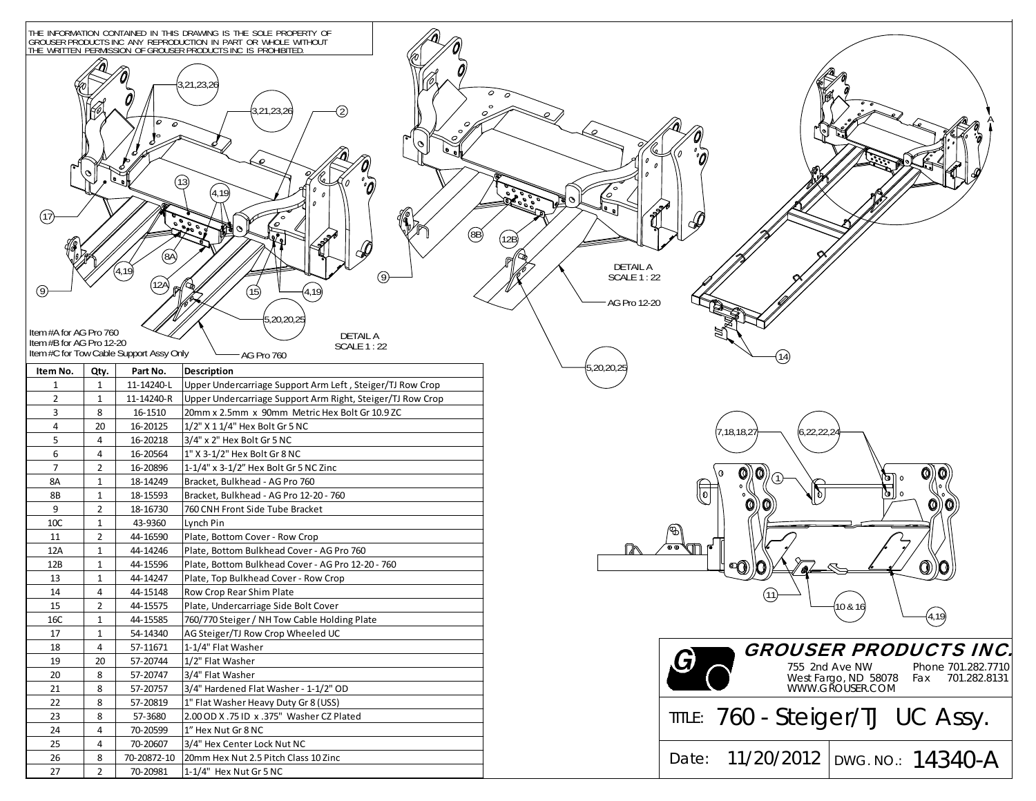THE INFORMATION CONTAINED IN THIS DRAWING IS THE SOLE PROPERTY OF GROUSER PRODUCTS INC ANY REPRODUCTION IN PART OR WHOLE WITHOUT THE WRITTEN PERMISSION OF GROUSER PRODUCTS INC IS PROHIBITED.

3,21,23,26

3,21,23,26

2

13

4,19

17

4,19

8A

9

12A

15

4,19

5,20,20,25

Item #A for AG Pro 760
Item #B for AG Pro 12-20
Item #C for Tow Cable Support Assy Only

AG Pro 760

DETAIL A
SCALE 1 : 22

9

8B

12B

DETAIL A
SCALE 1 : 22

AG Pro 12-20

5,20,20,25

A

14

7,18,18,27

6,22,22,24

1

11

10 & 16

4,19

| Item No. | Qty. | Part No. | Description |
|---|---|---|---|
| 1 | 1 | 11-14240-L | Upper Undercarriage Support Arm Left , Steiger/TJ Row Crop |
| 2 | 1 | 11-14240-R | Upper Undercarriage Support Arm Right, Steiger/TJ Row Crop |
| 3 | 8 | 16-1510 | 20mm x 2.5mm x 90mm Metric Hex Bolt Gr 10.9 ZC |
| 4 | 20 | 16-20125 | 1/2" X 1 1/4" Hex Bolt Gr 5 NC |
| 5 | 4 | 16-20218 | 3/4" x 2" Hex Bolt Gr 5 NC |
| 6 | 4 | 16-20564 | 1" X 3-1/2" Hex Bolt Gr 8 NC |
| 7 | 2 | 16-20896 | 1-1/4" x 3-1/2" Hex Bolt Gr 5 NC Zinc |
| 8A | 1 | 18-14249 | Bracket, Bulkhead - AG Pro 760 |
| 8B | 1 | 18-15593 | Bracket, Bulkhead - AG Pro 12-20 - 760 |
| 9 | 2 | 18-16730 | 760 CNH Front Side Tube Bracket |
| 10C | 1 | 43-9360 | Lynch Pin |
| 11 | 2 | 44-16590 | Plate, Bottom Cover - Row Crop |
| 12A | 1 | 44-14246 | Plate, Bottom Bulkhead Cover - AG Pro 760 |
| 12B | 1 | 44-15596 | Plate, Bottom Bulkhead Cover - AG Pro 12-20 - 760 |
| 13 | 1 | 44-14247 | Plate, Top Bulkhead Cover - Row Crop |
| 14 | 4 | 44-15148 | Row Crop Rear Shim Plate |
| 15 | 2 | 44-15575 | Plate, Undercarriage Side Bolt Cover |
| 16C | 1 | 44-15585 | 760/770 Steiger / NH Tow Cable Holding Plate |
| 17 | 1 | 54-14340 | AG Steiger/TJ Row Crop Wheeled UC |
| 18 | 4 | 57-11671 | 1-1/4" Flat Washer |
| 19 | 20 | 57-20744 | 1/2" Flat Washer |
| 20 | 8 | 57-20747 | 3/4" Flat Washer |
| 21 | 8 | 57-20757 | 3/4" Hardened Flat Washer - 1-1/2" OD |
| 22 | 8 | 57-20819 | 1" Flat Washer Heavy Duty Gr 8 (USS) |
| 23 | 8 | 57-3680 | 2.00 OD X .75 ID x .375" Washer CZ Plated |
| 24 | 4 | 70-20599 | 1" Hex Nut Gr 8 NC |
| 25 | 4 | 70-20607 | 3/4" Hex Center Lock Nut NC |
| 26 | 8 | 70-20872-10 | 20mm Hex Nut 2.5 Pitch Class 10 Zinc |
| 27 | 2 | 70-20981 | 1-1/4" Hex Nut Gr 5 NC |

**GROUSER PRODUCTS INC.**
755 2nd Ave NW
West Fargo, ND 58078
WWW.GROUSER.COM
Phone 701.282.7710
Fax 701.282.8131

TITLE: 760 - Steiger/TJ UC Assy.

Date: 11/20/2012 DWG. NO.: 14340-A